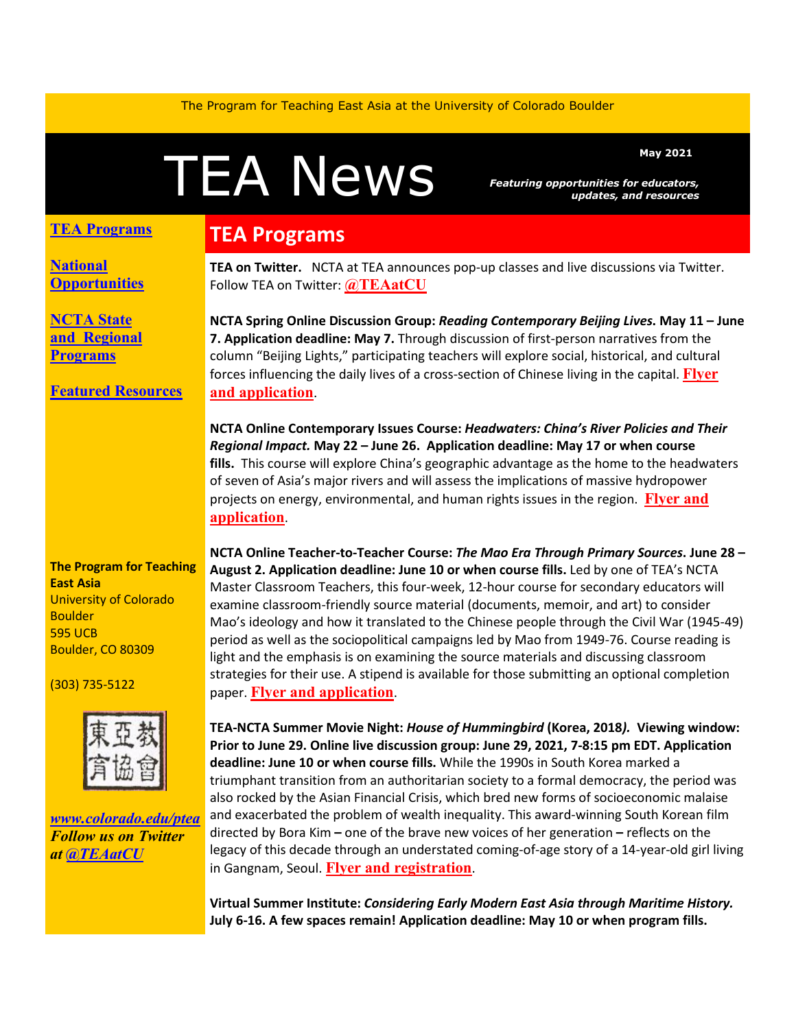The Program for Teaching East Asia at the University of Colorado Boulder

# TEA News

May 2021

***Featuring opportunities for educators, updates, and resources***

**TEA Programs**

**National Opportunities**

**NCTA State and Regional Programs**

**Featured Resources**

**The Program for Teaching East Asia**
University of Colorado Boulder
595 UCB
Boulder, CO 80309

(303) 735-5122

東亞教育協會

***www.colorado.edu/ptea***
***Follow us on Twitter at @TEAatCU***

## TEA Programs

**TEA on Twitter.** NCTA at TEA announces pop-up classes and live discussions via Twitter. Follow TEA on Twitter: **@TEAatCU**

**NCTA Spring Online Discussion Group: *Reading Contemporary Beijing Lives.* May 11 – June 7. Application deadline: May 7.** Through discussion of first-person narratives from the column "Beijing Lights," participating teachers will explore social, historical, and cultural forces influencing the daily lives of a cross-section of Chinese living in the capital. **Flyer and application**.

**NCTA Online Contemporary Issues Course: *Headwaters: China's River Policies and Their Regional Impact.* May 22 – June 26. Application deadline: May 17 or when course fills.** This course will explore China's geographic advantage as the home to the headwaters of seven of Asia's major rivers and will assess the implications of massive hydropower projects on energy, environmental, and human rights issues in the region. **Flyer and application**.

**NCTA Online Teacher-to-Teacher Course: *The Mao Era Through Primary Sources*. June 28 – August 2. Application deadline: June 10 or when course fills.** Led by one of TEA's NCTA Master Classroom Teachers, this four-week, 12-hour course for secondary educators will examine classroom-friendly source material (documents, memoir, and art) to consider Mao's ideology and how it translated to the Chinese people through the Civil War (1945-49) period as well as the sociopolitical campaigns led by Mao from 1949-76. Course reading is light and the emphasis is on examining the source materials and discussing classroom strategies for their use. A stipend is available for those submitting an optional completion paper. **Flyer and application**.

**TEA-NCTA Summer Movie Night: *House of Hummingbird* (Korea, 2018*).* Viewing window: Prior to June 29. Online live discussion group: June 29, 2021, 7-8:15 pm EDT. Application deadline: June 10 or when course fills.** While the 1990s in South Korea marked a triumphant transition from an authoritarian society to a formal democracy, the period was also rocked by the Asian Financial Crisis, which bred new forms of socioeconomic malaise and exacerbated the problem of wealth inequality. This award-winning South Korean film directed by Bora Kim **–** one of the brave new voices of her generation **–** reflects on the legacy of this decade through an understated coming-of-age story of a 14-year-old girl living in Gangnam, Seoul. **Flyer and registration**.

**Virtual Summer Institute: *Considering Early Modern East Asia through Maritime History.* July 6-16. A few spaces remain! Application deadline: May 10 or when program fills.**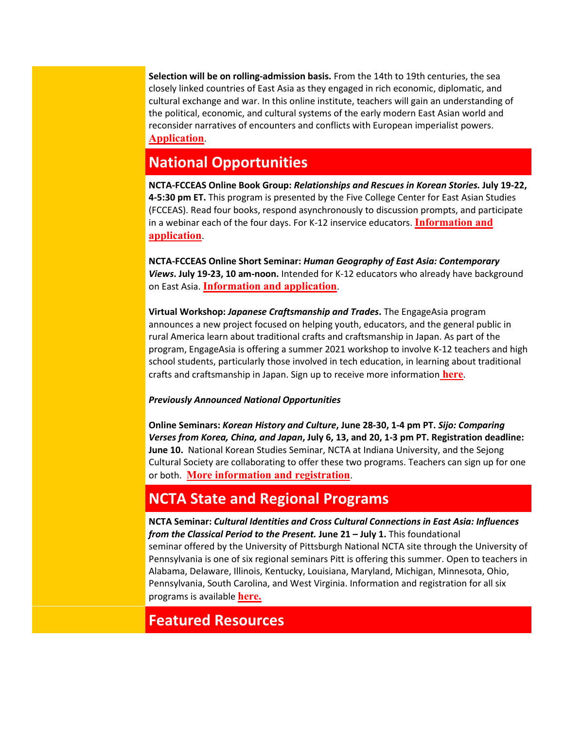**Selection will be on rolling-admission basis.** From the 14th to 19th centuries, the sea closely linked countries of East Asia as they engaged in rich economic, diplomatic, and cultural exchange and war. In this online institute, teachers will gain an understanding of the political, economic, and cultural systems of the early modern East Asian world and reconsider narratives of encounters and conflicts with European imperialist powers. **Application**.

## National Opportunities

**NCTA-FCCEAS Online Book Group:** ***Relationships and Rescues in Korean Stories.*** **July 19-22, 4-5:30 pm ET.** This program is presented by the Five College Center for East Asian Studies (FCCEAS). Read four books, respond asynchronously to discussion prompts, and participate in a webinar each of the four days. For K-12 inservice educators. **Information and application**.

**NCTA-FCCEAS Online Short Seminar:** ***Human Geography of East Asia: Contemporary Views*****. July 19-23, 10 am-noon.** Intended for K-12 educators who already have background on East Asia. **Information and application**.

**Virtual Workshop:** ***Japanese Craftsmanship and Trades*****.** The EngageAsia program announces a new project focused on helping youth, educators, and the general public in rural America learn about traditional crafts and craftsmanship in Japan. As part of the program, EngageAsia is offering a summer 2021 workshop to involve K-12 teachers and high school students, particularly those involved in tech education, in learning about traditional crafts and craftsmanship in Japan. Sign up to receive more information **here**.

***Previously Announced National Opportunities***

**Online Seminars:** ***Korean History and Culture*****, June 28-30, 1-4 pm PT.** ***Sijo: Comparing Verses from Korea, China, and Japan*****, July 6, 13, and 20, 1-3 pm PT. Registration deadline: June 10.** National Korean Studies Seminar, NCTA at Indiana University, and the Sejong Cultural Society are collaborating to offer these two programs. Teachers can sign up for one or both. **More information and registration**.

## NCTA State and Regional Programs

**NCTA Seminar:** ***Cultural Identities and Cross Cultural Connections in East Asia: Influences from the Classical Period to the Present.*** **June 21 – July 1.** This foundational seminar offered by the University of Pittsburgh National NCTA site through the University of Pennsylvania is one of six regional seminars Pitt is offering this summer. Open to teachers in Alabama, Delaware, Illinois, Kentucky, Louisiana, Maryland, Michigan, Minnesota, Ohio, Pennsylvania, South Carolina, and West Virginia. Information and registration for all six programs is available **here.**

## Featured Resources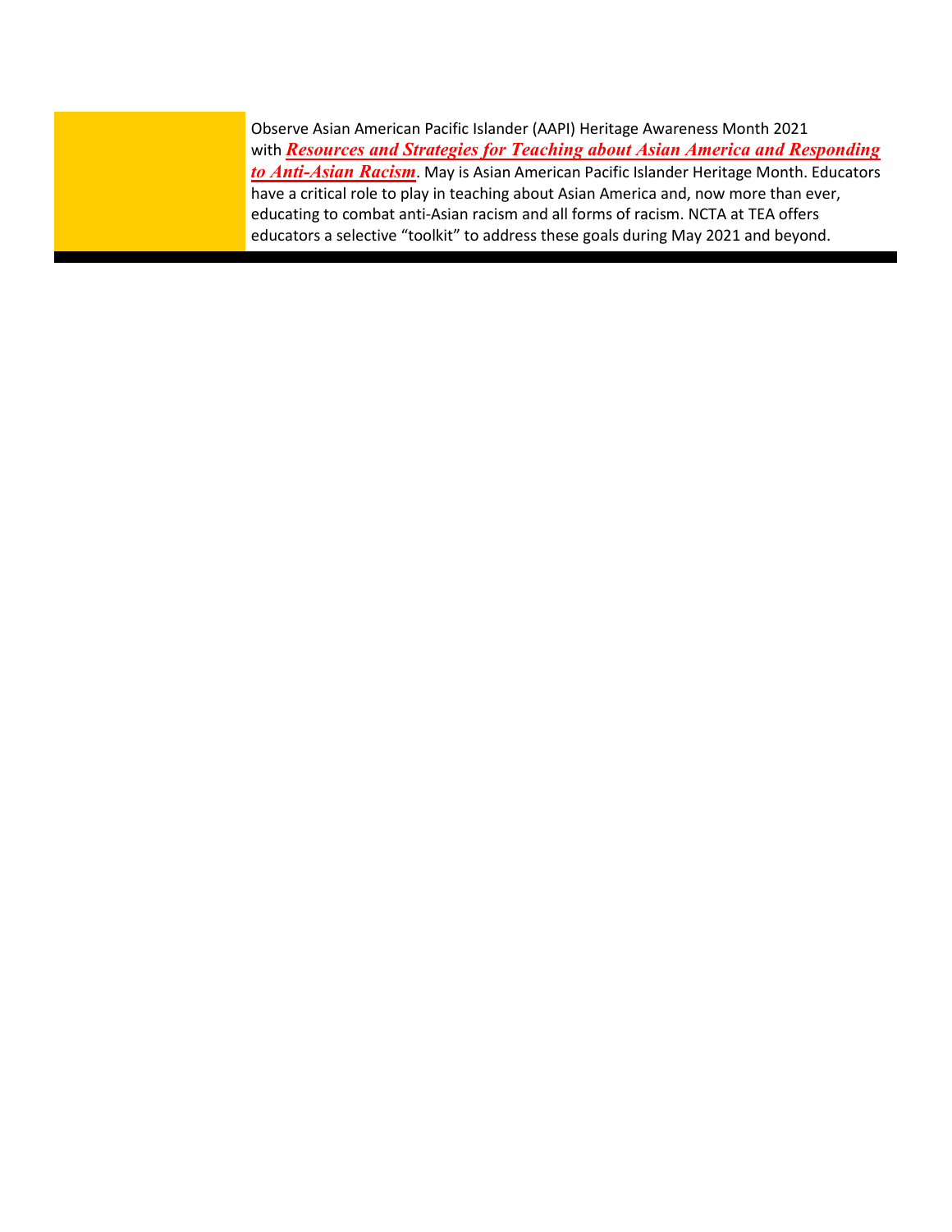Observe Asian American Pacific Islander (AAPI) Heritage Awareness Month 2021 with ***Resources and Strategies for Teaching about Asian America and Responding to Anti-Asian Racism***. May is Asian American Pacific Islander Heritage Month. Educators have a critical role to play in teaching about Asian America and, now more than ever, educating to combat anti-Asian racism and all forms of racism. NCTA at TEA offers educators a selective "toolkit" to address these goals during May 2021 and beyond.